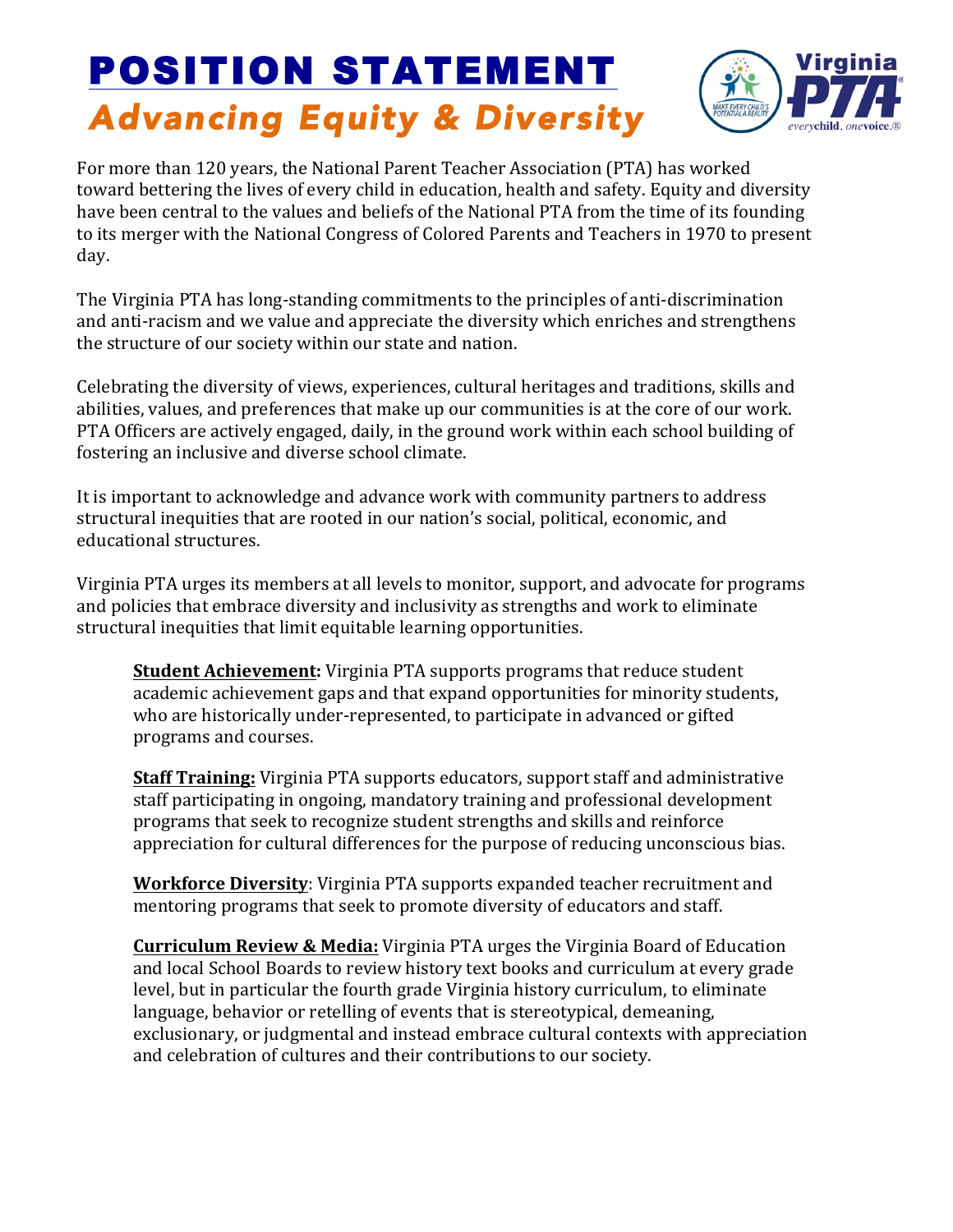# POSITION STATEMENT

## *Advancing Equity & Diversity*

For more than 120 years, the National Parent Teacher Association (PTA) has worked toward bettering the lives of every child in education, health and safety. Equity and diversity have been central to the values and beliefs of the National PTA from the time of its founding to its merger with the National Congress of Colored Parents and Teachers in 1970 to present day.

The Virginia PTA has long-standing commitments to the principles of anti-discrimination and anti-racism and we value and appreciate the diversity which enriches and strengthens the structure of our society within our state and nation.

Celebrating the diversity of views, experiences, cultural heritages and traditions, skills and abilities, values, and preferences that make up our communities is at the core of our work. PTA Officers are actively engaged, daily, in the ground work within each school building of fostering an inclusive and diverse school climate.

It is important to acknowledge and advance work with community partners to address structural inequities that are rooted in our nation's social, political, economic, and educational structures.

Virginia PTA urges its members at all levels to monitor, support, and advocate for programs and policies that embrace diversity and inclusivity as strengths and work to eliminate structural inequities that limit equitable learning opportunities.

**Student Achievement:** Virginia PTA supports programs that reduce student academic achievement gaps and that expand opportunities for minority students, who are historically under-represented, to participate in advanced or gifted programs and courses.

**Staff Training:** Virginia PTA supports educators, support staff and administrative staff participating in ongoing, mandatory training and professional development programs that seek to recognize student strengths and skills and reinforce appreciation for cultural differences for the purpose of reducing unconscious bias.

**Workforce Diversity**: Virginia PTA supports expanded teacher recruitment and mentoring programs that seek to promote diversity of educators and staff.

**Curriculum Review & Media:** Virginia PTA urges the Virginia Board of Education and local School Boards to review history text books and curriculum at every grade level, but in particular the fourth grade Virginia history curriculum, to eliminate language, behavior or retelling of events that is stereotypical, demeaning, exclusionary, or judgmental and instead embrace cultural contexts with appreciation and celebration of cultures and their contributions to our society.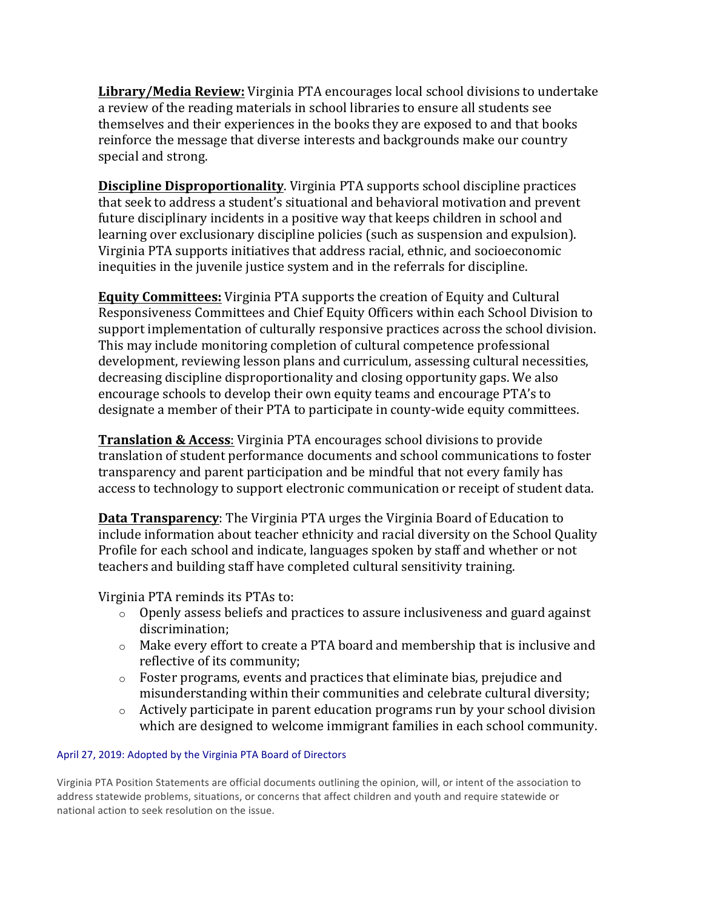**<u>Library/Media Review:</u>** Virginia PTA encourages local school divisions to undertake a review of the reading materials in school libraries to ensure all students see themselves and their experiences in the books they are exposed to and that books reinforce the message that diverse interests and backgrounds make our country special and strong.

**<u>Discipline Disproportionality</u>**. Virginia PTA supports school discipline practices that seek to address a student's situational and behavioral motivation and prevent future disciplinary incidents in a positive way that keeps children in school and learning over exclusionary discipline policies (such as suspension and expulsion). Virginia PTA supports initiatives that address racial, ethnic, and socioeconomic inequities in the juvenile justice system and in the referrals for discipline.

**<u>Equity Committees:</u>** Virginia PTA supports the creation of Equity and Cultural Responsiveness Committees and Chief Equity Officers within each School Division to support implementation of culturally responsive practices across the school division. This may include monitoring completion of cultural competence professional development, reviewing lesson plans and curriculum, assessing cultural necessities, decreasing discipline disproportionality and closing opportunity gaps. We also encourage schools to develop their own equity teams and encourage PTA's to designate a member of their PTA to participate in county-wide equity committees.

**<u>Translation & Access</u>**: Virginia PTA encourages school divisions to provide translation of student performance documents and school communications to foster transparency and parent participation and be mindful that not every family has access to technology to support electronic communication or receipt of student data.

**<u>Data Transparency</u>**: The Virginia PTA urges the Virginia Board of Education to include information about teacher ethnicity and racial diversity on the School Quality Profile for each school and indicate, languages spoken by staff and whether or not teachers and building staff have completed cultural sensitivity training.

Virginia PTA reminds its PTAs to:

- Openly assess beliefs and practices to assure inclusiveness and guard against discrimination;
- Make every effort to create a PTA board and membership that is inclusive and reflective of its community;
- Foster programs, events and practices that eliminate bias, prejudice and misunderstanding within their communities and celebrate cultural diversity;
- Actively participate in parent education programs run by your school division which are designed to welcome immigrant families in each school community.

April 27, 2019: Adopted by the Virginia PTA Board of Directors

Virginia PTA Position Statements are official documents outlining the opinion, will, or intent of the association to address statewide problems, situations, or concerns that affect children and youth and require statewide or national action to seek resolution on the issue.